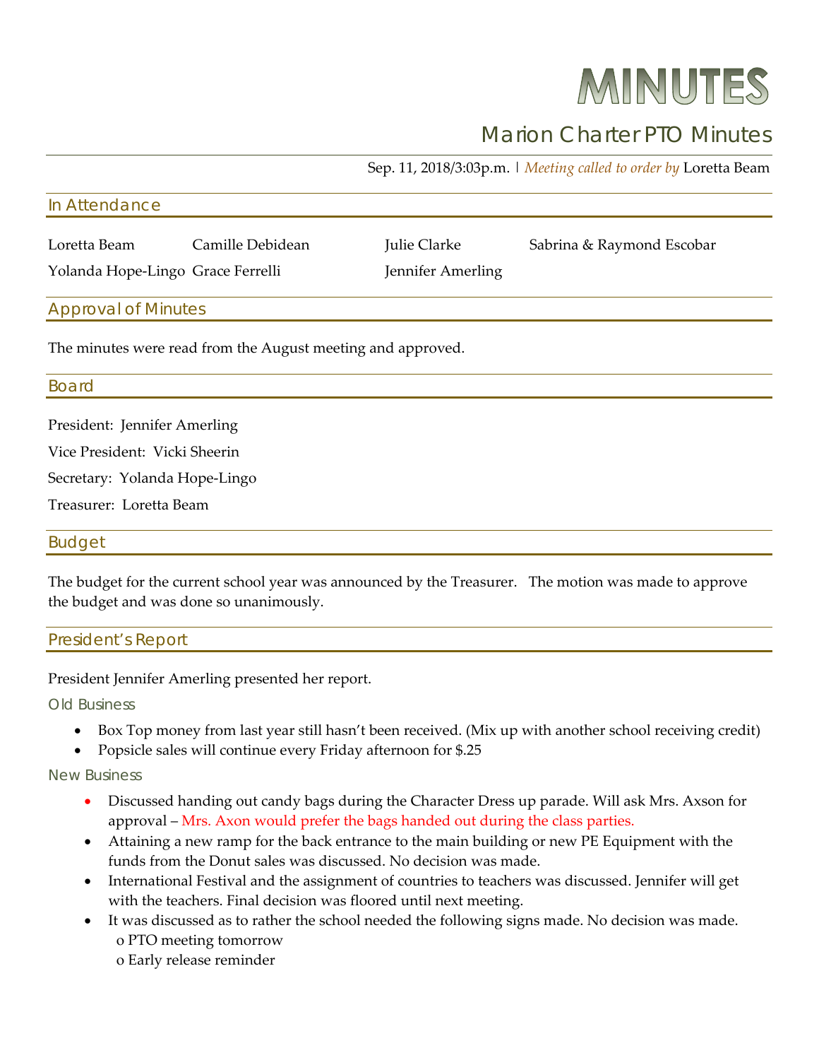# MINUTES

## Marion Charter PTO Minutes

Sep. 11, 2018/3:03p.m. | *Meeting called to order by* Loretta Beam

### In Attendance

Loretta Beam, Camille Debidean, Julie Clarke, Sabrina & Raymond Escobar, Yolanda Hope-Lingo, Grace Ferrelli, Jennifer Amerling

### Approval of Minutes

The minutes were read from the August meeting and approved.

### Board

President: Jennifer Amerling

Vice President: Vicki Sheerin

Secretary: Yolanda Hope-Lingo

Treasurer: Loretta Beam

### Budget

The budget for the current school year was announced by the Treasurer. The motion was made to approve the budget and was done so unanimously.

### President's Report

President Jennifer Amerling presented her report.

#### Old Business

- Box Top money from last year still hasn't been received. (Mix up with another school receiving credit)
- Popsicle sales will continue every Friday afternoon for $.25

#### New Business

- Discussed handing out candy bags during the Character Dress up parade. Will ask Mrs. Axson for approval – Mrs. Axon would prefer the bags handed out during the class parties.
- Attaining a new ramp for the back entrance to the main building or new PE Equipment with the funds from the Donut sales was discussed. No decision was made.
- International Festival and the assignment of countries to teachers was discussed. Jennifer will get with the teachers. Final decision was floored until next meeting.
- It was discussed as to rather the school needed the following signs made. No decision was made.
  - PTO meeting tomorrow
  - Early release reminder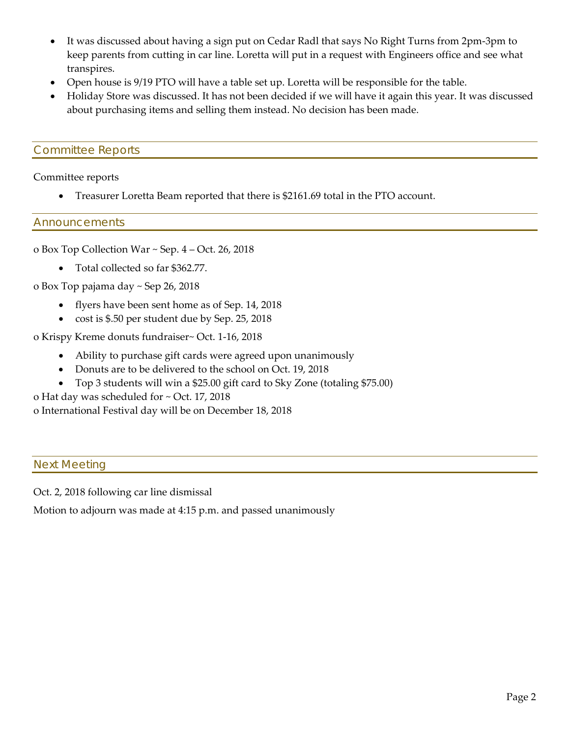- It was discussed about having a sign put on Cedar Radl that says No Right Turns from 2pm-3pm to keep parents from cutting in car line. Loretta will put in a request with Engineers office and see what transpires.
- Open house is 9/19 PTO will have a table set up. Loretta will be responsible for the table.
- Holiday Store was discussed. It has not been decided if we will have it again this year. It was discussed about purchasing items and selling them instead. No decision has been made.

## Committee Reports

Committee reports

- Treasurer Loretta Beam reported that there is $2161.69 total in the PTO account.

## Announcements

o Box Top Collection War ~ Sep. 4 – Oct. 26, 2018

- Total collected so far $362.77.

o Box Top pajama day ~ Sep 26, 2018

- flyers have been sent home as of Sep. 14, 2018
- cost is $.50 per student due by Sep. 25, 2018

o Krispy Kreme donuts fundraiser~ Oct. 1-16, 2018

- Ability to purchase gift cards were agreed upon unanimously
- Donuts are to be delivered to the school on Oct. 19, 2018
- Top 3 students will win a $25.00 gift card to Sky Zone (totaling $75.00)

o Hat day was scheduled for ~ Oct. 17, 2018

o International Festival day will be on December 18, 2018

## Next Meeting

Oct. 2, 2018 following car line dismissal

Motion to adjourn was made at 4:15 p.m. and passed unanimously